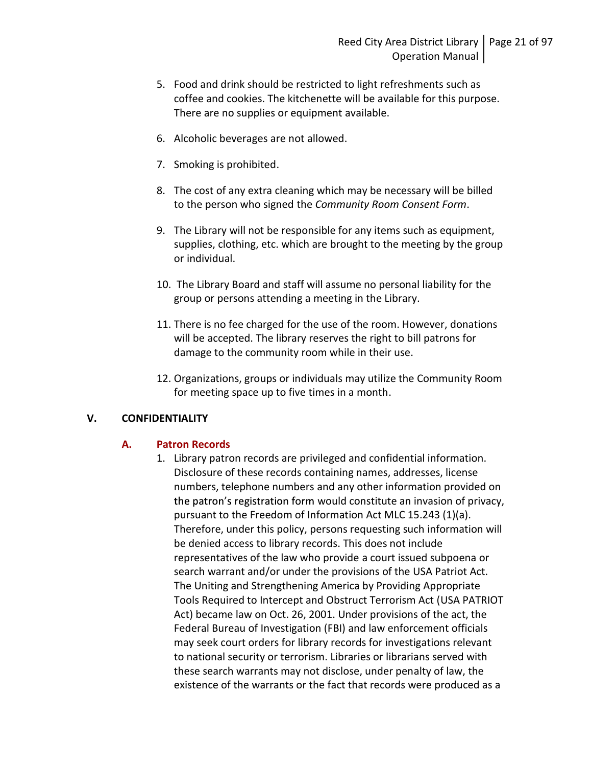5. Food and drink should be restricted to light refreshments such as coffee and cookies. The kitchenette will be available for this purpose. There are no supplies or equipment available.

6. Alcoholic beverages are not allowed.

7. Smoking is prohibited.

8. The cost of any extra cleaning which may be necessary will be billed to the person who signed the *Community Room Consent Form*.

9. The Library will not be responsible for any items such as equipment, supplies, clothing, etc. which are brought to the meeting by the group or individual.

10. The Library Board and staff will assume no personal liability for the group or persons attending a meeting in the Library.

11. There is no fee charged for the use of the room. However, donations will be accepted. The library reserves the right to bill patrons for damage to the community room while in their use.

12. Organizations, groups or individuals may utilize the Community Room for meeting space up to five times in a month.

## V. CONFIDENTIALITY

### A. Patron Records

1. Library patron records are privileged and confidential information. Disclosure of these records containing names, addresses, license numbers, telephone numbers and any other information provided on the patron's registration form would constitute an invasion of privacy, pursuant to the Freedom of Information Act MLC 15.243 (1)(a). Therefore, under this policy, persons requesting such information will be denied access to library records. This does not include representatives of the law who provide a court issued subpoena or search warrant and/or under the provisions of the USA Patriot Act. The Uniting and Strengthening America by Providing Appropriate Tools Required to Intercept and Obstruct Terrorism Act (USA PATRIOT Act) became law on Oct. 26, 2001. Under provisions of the act, the Federal Bureau of Investigation (FBI) and law enforcement officials may seek court orders for library records for investigations relevant to national security or terrorism. Libraries or librarians served with these search warrants may not disclose, under penalty of law, the existence of the warrants or the fact that records were produced as a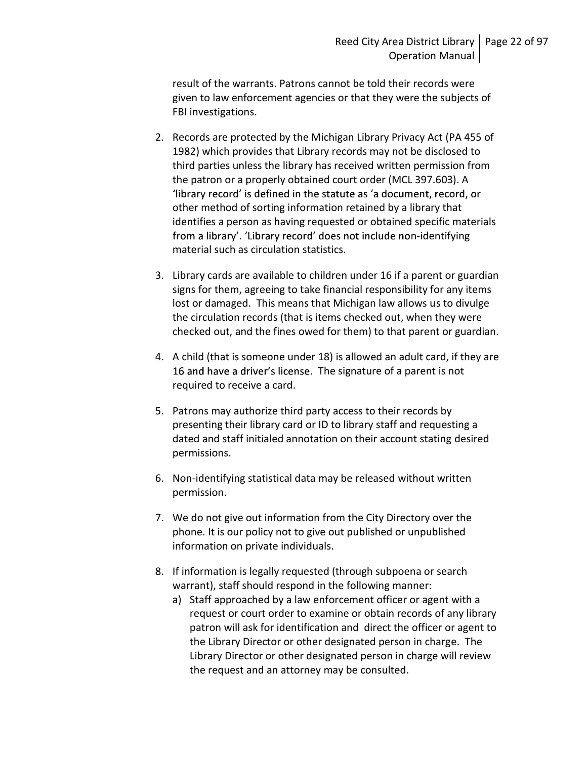result of the warrants. Patrons cannot be told their records were given to law enforcement agencies or that they were the subjects of FBI investigations.

2. Records are protected by the Michigan Library Privacy Act (PA 455 of 1982) which provides that Library records may not be disclosed to third parties unless the library has received written permission from the patron or a properly obtained court order (MCL 397.603). A 'library record' is defined in the statute as 'a document, record, or other method of sorting information retained by a library that identifies a person as having requested or obtained specific materials from a library'. 'Library record' does not include non-identifying material such as circulation statistics.

3. Library cards are available to children under 16 if a parent or guardian signs for them, agreeing to take financial responsibility for any items lost or damaged. This means that Michigan law allows us to divulge the circulation records (that is items checked out, when they were checked out, and the fines owed for them) to that parent or guardian.

4. A child (that is someone under 18) is allowed an adult card, if they are 16 and have a driver's license. The signature of a parent is not required to receive a card.

5. Patrons may authorize third party access to their records by presenting their library card or ID to library staff and requesting a dated and staff initialed annotation on their account stating desired permissions.

6. Non-identifying statistical data may be released without written permission.

7. We do not give out information from the City Directory over the phone. It is our policy not to give out published or unpublished information on private individuals.

8. If information is legally requested (through subpoena or search warrant), staff should respond in the following manner:
   a) Staff approached by a law enforcement officer or agent with a request or court order to examine or obtain records of any library patron will ask for identification and direct the officer or agent to the Library Director or other designated person in charge. The Library Director or other designated person in charge will review the request and an attorney may be consulted.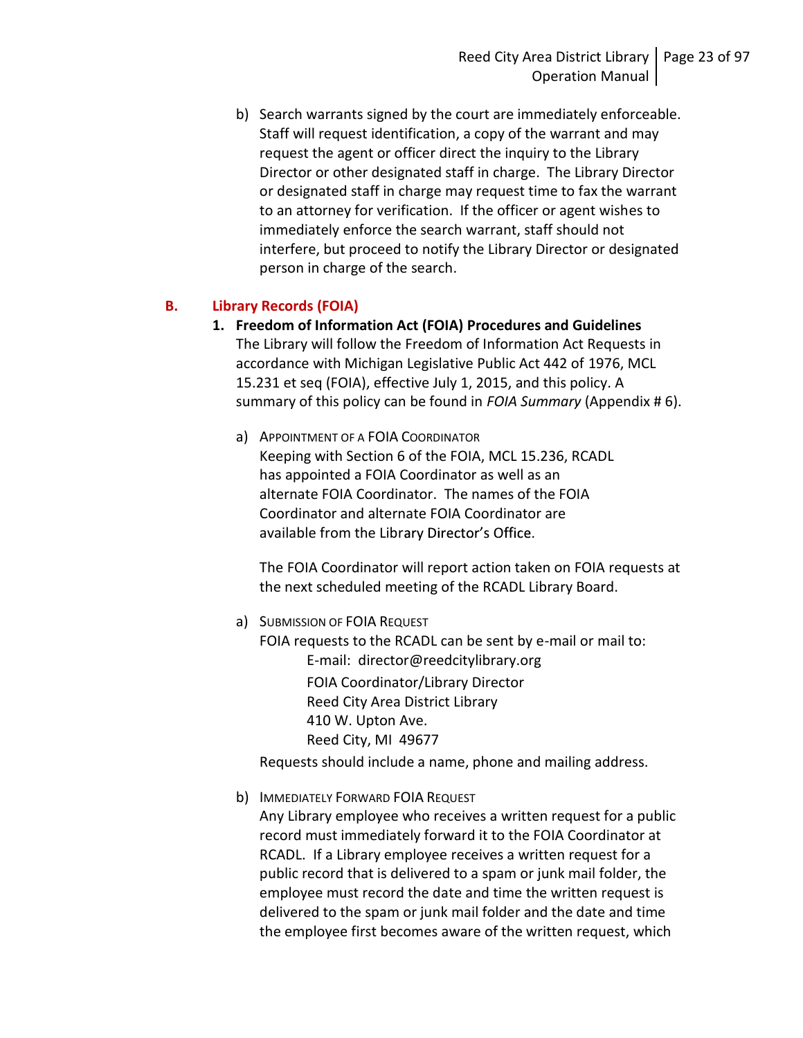b) Search warrants signed by the court are immediately enforceable. Staff will request identification, a copy of the warrant and may request the agent or officer direct the inquiry to the Library Director or other designated staff in charge. The Library Director or designated staff in charge may request time to fax the warrant to an attorney for verification. If the officer or agent wishes to immediately enforce the search warrant, staff should not interfere, but proceed to notify the Library Director or designated person in charge of the search.

## B. Library Records (FOIA)

### 1. Freedom of Information Act (FOIA) Procedures and Guidelines

The Library will follow the Freedom of Information Act Requests in accordance with Michigan Legislative Public Act 442 of 1976, MCL 15.231 et seq (FOIA), effective July 1, 2015, and this policy. A summary of this policy can be found in *FOIA Summary* (Appendix # 6).

a) APPOINTMENT OF A FOIA COORDINATOR

Keeping with Section 6 of the FOIA, MCL 15.236, RCADL has appointed a FOIA Coordinator as well as an alternate FOIA Coordinator. The names of the FOIA Coordinator and alternate FOIA Coordinator are available from the Library Director's Office.

The FOIA Coordinator will report action taken on FOIA requests at the next scheduled meeting of the RCADL Library Board.

a) SUBMISSION OF FOIA REQUEST

FOIA requests to the RCADL can be sent by e-mail or mail to:

E-mail: director@reedcitylibrary.org

FOIA Coordinator/Library Director
Reed City Area District Library
410 W. Upton Ave.
Reed City, MI 49677

Requests should include a name, phone and mailing address.

b) IMMEDIATELY FORWARD FOIA REQUEST

Any Library employee who receives a written request for a public record must immediately forward it to the FOIA Coordinator at RCADL. If a Library employee receives a written request for a public record that is delivered to a spam or junk mail folder, the employee must record the date and time the written request is delivered to the spam or junk mail folder and the date and time the employee first becomes aware of the written request, which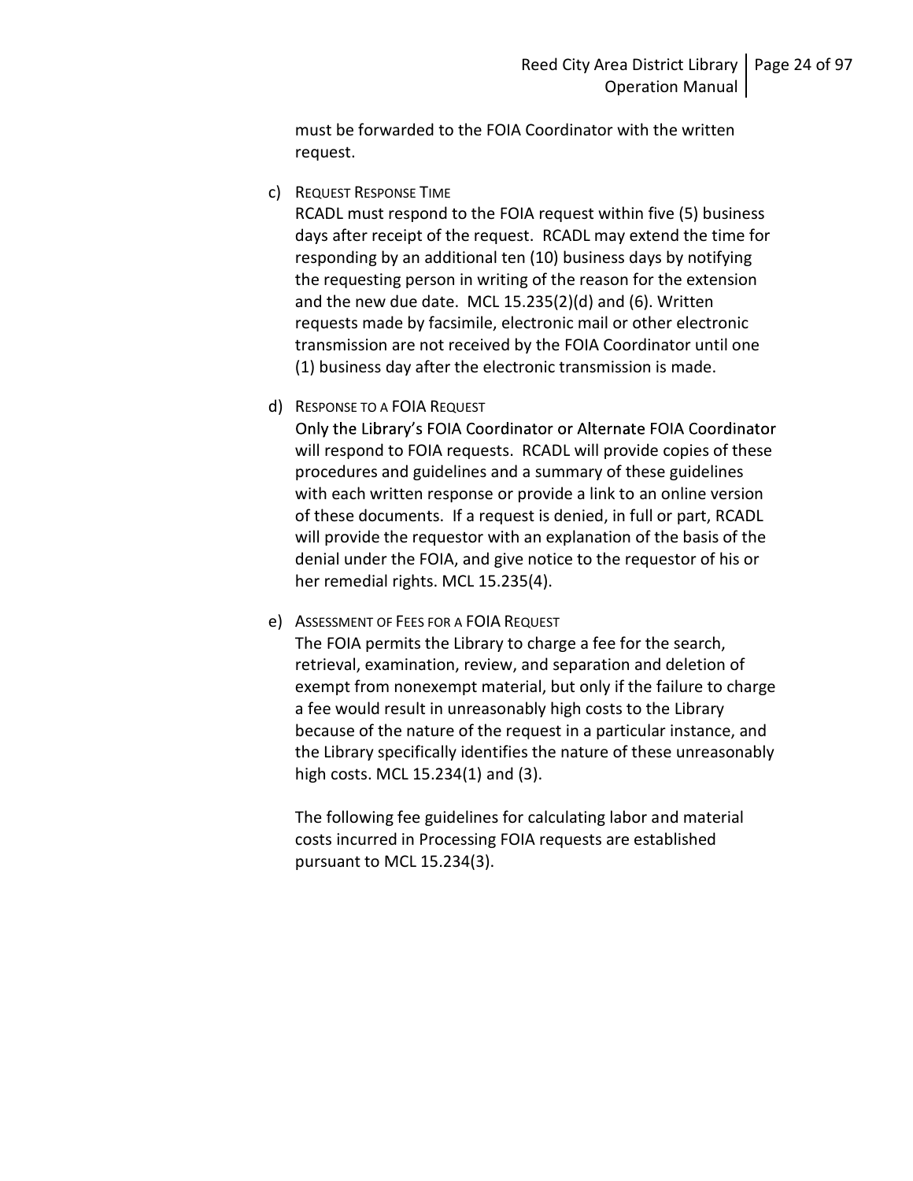must be forwarded to the FOIA Coordinator with the written request.

c) Request Response Time

RCADL must respond to the FOIA request within five (5) business days after receipt of the request. RCADL may extend the time for responding by an additional ten (10) business days by notifying the requesting person in writing of the reason for the extension and the new due date. MCL 15.235(2)(d) and (6). Written requests made by facsimile, electronic mail or other electronic transmission are not received by the FOIA Coordinator until one (1) business day after the electronic transmission is made.

d) Response to a FOIA Request

Only the Library's FOIA Coordinator or Alternate FOIA Coordinator will respond to FOIA requests. RCADL will provide copies of these procedures and guidelines and a summary of these guidelines with each written response or provide a link to an online version of these documents. If a request is denied, in full or part, RCADL will provide the requestor with an explanation of the basis of the denial under the FOIA, and give notice to the requestor of his or her remedial rights. MCL 15.235(4).

e) Assessment of Fees for a FOIA Request

The FOIA permits the Library to charge a fee for the search, retrieval, examination, review, and separation and deletion of exempt from nonexempt material, but only if the failure to charge a fee would result in unreasonably high costs to the Library because of the nature of the request in a particular instance, and the Library specifically identifies the nature of these unreasonably high costs. MCL 15.234(1) and (3).

The following fee guidelines for calculating labor and material costs incurred in Processing FOIA requests are established pursuant to MCL 15.234(3).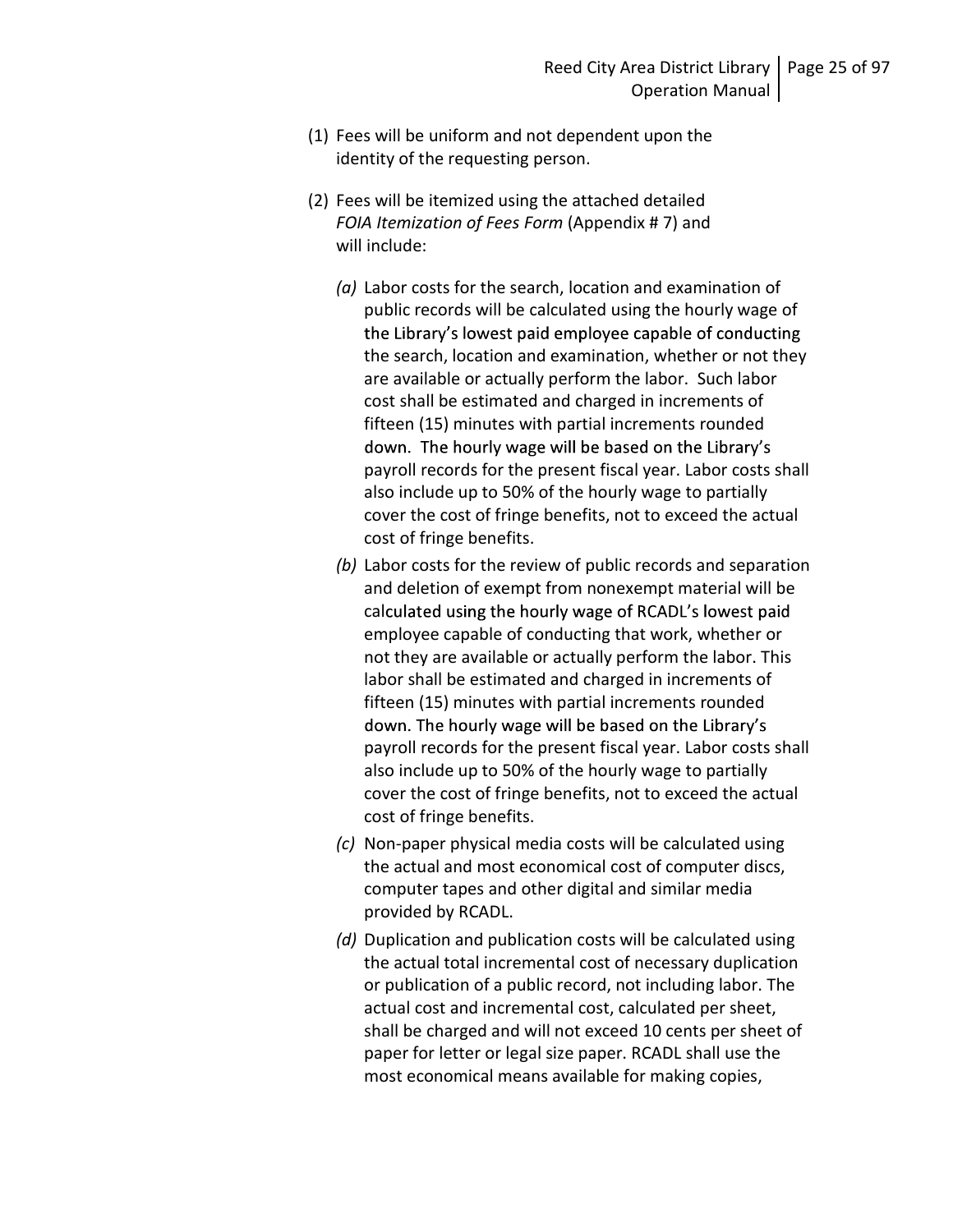(1) Fees will be uniform and not dependent upon the identity of the requesting person.

(2) Fees will be itemized using the attached detailed *FOIA Itemization of Fees Form* (Appendix # 7) and will include:

   *(a)* Labor costs for the search, location and examination of public records will be calculated using the hourly wage of the Library's lowest paid employee capable of conducting the search, location and examination, whether or not they are available or actually perform the labor. Such labor cost shall be estimated and charged in increments of fifteen (15) minutes with partial increments rounded down. The hourly wage will be based on the Library's payroll records for the present fiscal year. Labor costs shall also include up to 50% of the hourly wage to partially cover the cost of fringe benefits, not to exceed the actual cost of fringe benefits.

   *(b)* Labor costs for the review of public records and separation and deletion of exempt from nonexempt material will be calculated using the hourly wage of RCADL's lowest paid employee capable of conducting that work, whether or not they are available or actually perform the labor. This labor shall be estimated and charged in increments of fifteen (15) minutes with partial increments rounded down. The hourly wage will be based on the Library's payroll records for the present fiscal year. Labor costs shall also include up to 50% of the hourly wage to partially cover the cost of fringe benefits, not to exceed the actual cost of fringe benefits.

   *(c)* Non-paper physical media costs will be calculated using the actual and most economical cost of computer discs, computer tapes and other digital and similar media provided by RCADL.

   *(d)* Duplication and publication costs will be calculated using the actual total incremental cost of necessary duplication or publication of a public record, not including labor. The actual cost and incremental cost, calculated per sheet, shall be charged and will not exceed 10 cents per sheet of paper for letter or legal size paper. RCADL shall use the most economical means available for making copies,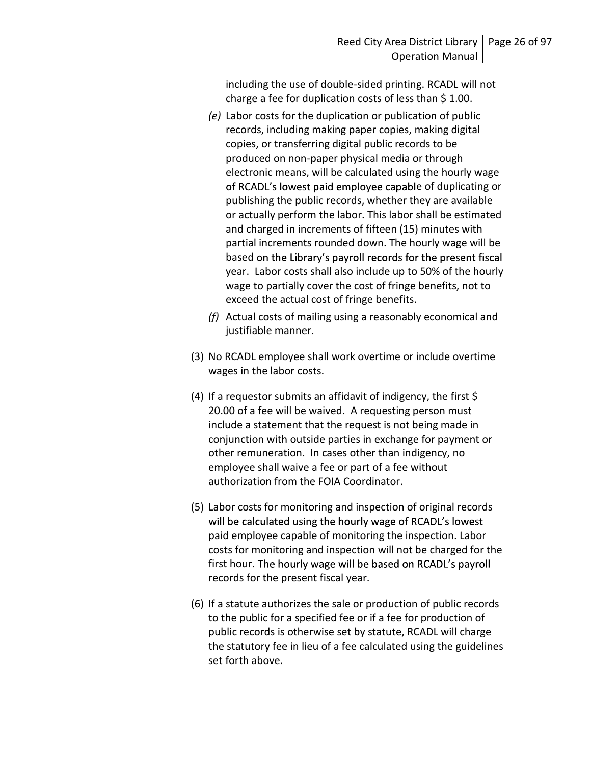including the use of double-sided printing. RCADL will not charge a fee for duplication costs of less than $ 1.00.

*(e)* Labor costs for the duplication or publication of public records, including making paper copies, making digital copies, or transferring digital public records to be produced on non-paper physical media or through electronic means, will be calculated using the hourly wage of RCADL's lowest paid employee capable of duplicating or publishing the public records, whether they are available or actually perform the labor. This labor shall be estimated and charged in increments of fifteen (15) minutes with partial increments rounded down. The hourly wage will be based on the Library's payroll records for the present fiscal year. Labor costs shall also include up to 50% of the hourly wage to partially cover the cost of fringe benefits, not to exceed the actual cost of fringe benefits.

*(f)* Actual costs of mailing using a reasonably economical and justifiable manner.

(3) No RCADL employee shall work overtime or include overtime wages in the labor costs.

(4) If a requestor submits an affidavit of indigency, the first $ 20.00 of a fee will be waived. A requesting person must include a statement that the request is not being made in conjunction with outside parties in exchange for payment or other remuneration. In cases other than indigency, no employee shall waive a fee or part of a fee without authorization from the FOIA Coordinator.

(5) Labor costs for monitoring and inspection of original records will be calculated using the hourly wage of RCADL's lowest paid employee capable of monitoring the inspection. Labor costs for monitoring and inspection will not be charged for the first hour. The hourly wage will be based on RCADL's payroll records for the present fiscal year.

(6) If a statute authorizes the sale or production of public records to the public for a specified fee or if a fee for production of public records is otherwise set by statute, RCADL will charge the statutory fee in lieu of a fee calculated using the guidelines set forth above.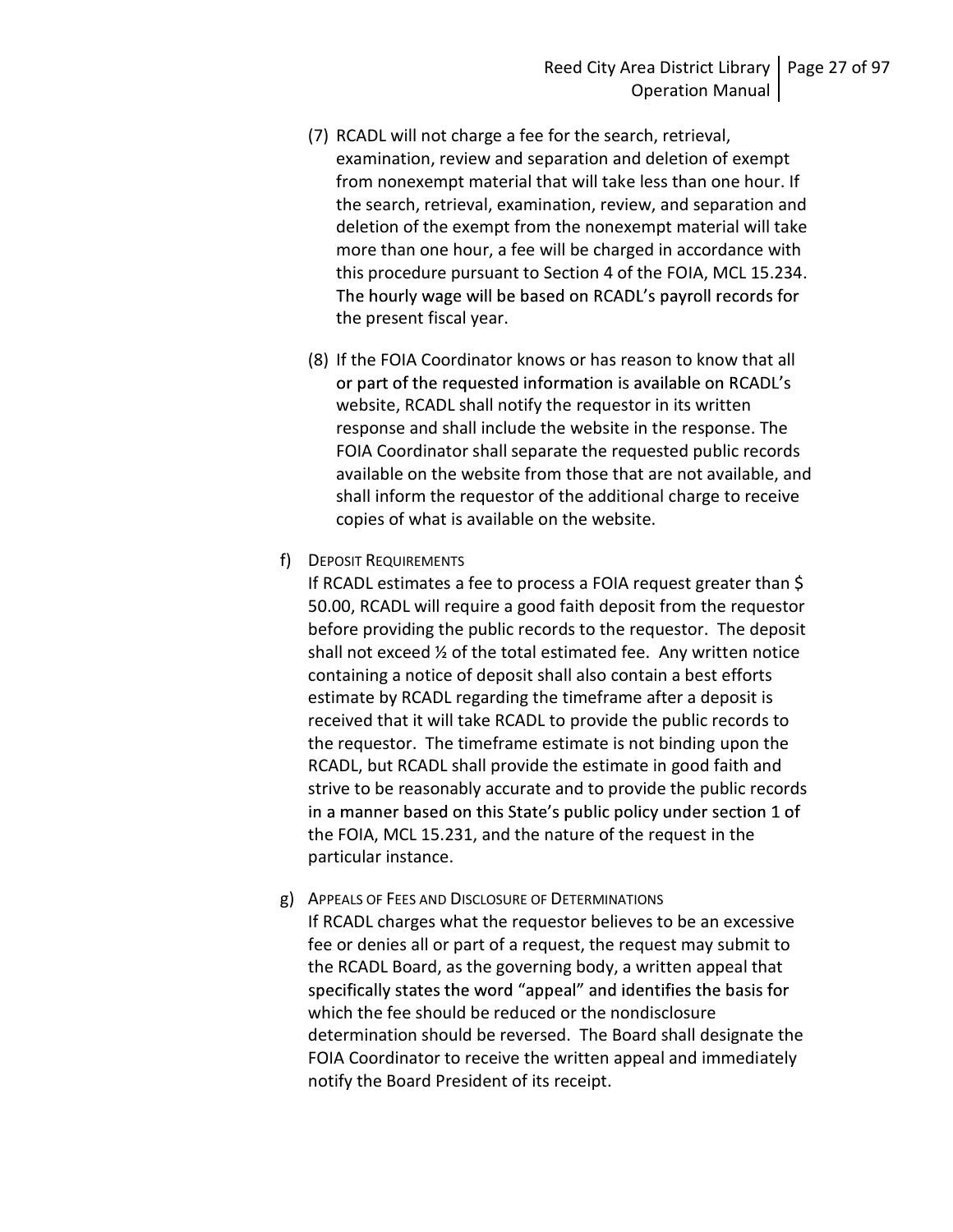(7) RCADL will not charge a fee for the search, retrieval, examination, review and separation and deletion of exempt from nonexempt material that will take less than one hour. If the search, retrieval, examination, review, and separation and deletion of the exempt from the nonexempt material will take more than one hour, a fee will be charged in accordance with this procedure pursuant to Section 4 of the FOIA, MCL 15.234. The hourly wage will be based on RCADL's payroll records for the present fiscal year.

(8) If the FOIA Coordinator knows or has reason to know that all or part of the requested information is available on RCADL's website, RCADL shall notify the requestor in its written response and shall include the website in the response. The FOIA Coordinator shall separate the requested public records available on the website from those that are not available, and shall inform the requestor of the additional charge to receive copies of what is available on the website.

f) Deposit Requirements

If RCADL estimates a fee to process a FOIA request greater than $ 50.00, RCADL will require a good faith deposit from the requestor before providing the public records to the requestor. The deposit shall not exceed ½ of the total estimated fee. Any written notice containing a notice of deposit shall also contain a best efforts estimate by RCADL regarding the timeframe after a deposit is received that it will take RCADL to provide the public records to the requestor. The timeframe estimate is not binding upon the RCADL, but RCADL shall provide the estimate in good faith and strive to be reasonably accurate and to provide the public records in a manner based on this State's public policy under section 1 of the FOIA, MCL 15.231, and the nature of the request in the particular instance.

g) Appeals of Fees and Disclosure of Determinations

If RCADL charges what the requestor believes to be an excessive fee or denies all or part of a request, the request may submit to the RCADL Board, as the governing body, a written appeal that specifically states the word "appeal" and identifies the basis for which the fee should be reduced or the nondisclosure determination should be reversed. The Board shall designate the FOIA Coordinator to receive the written appeal and immediately notify the Board President of its receipt.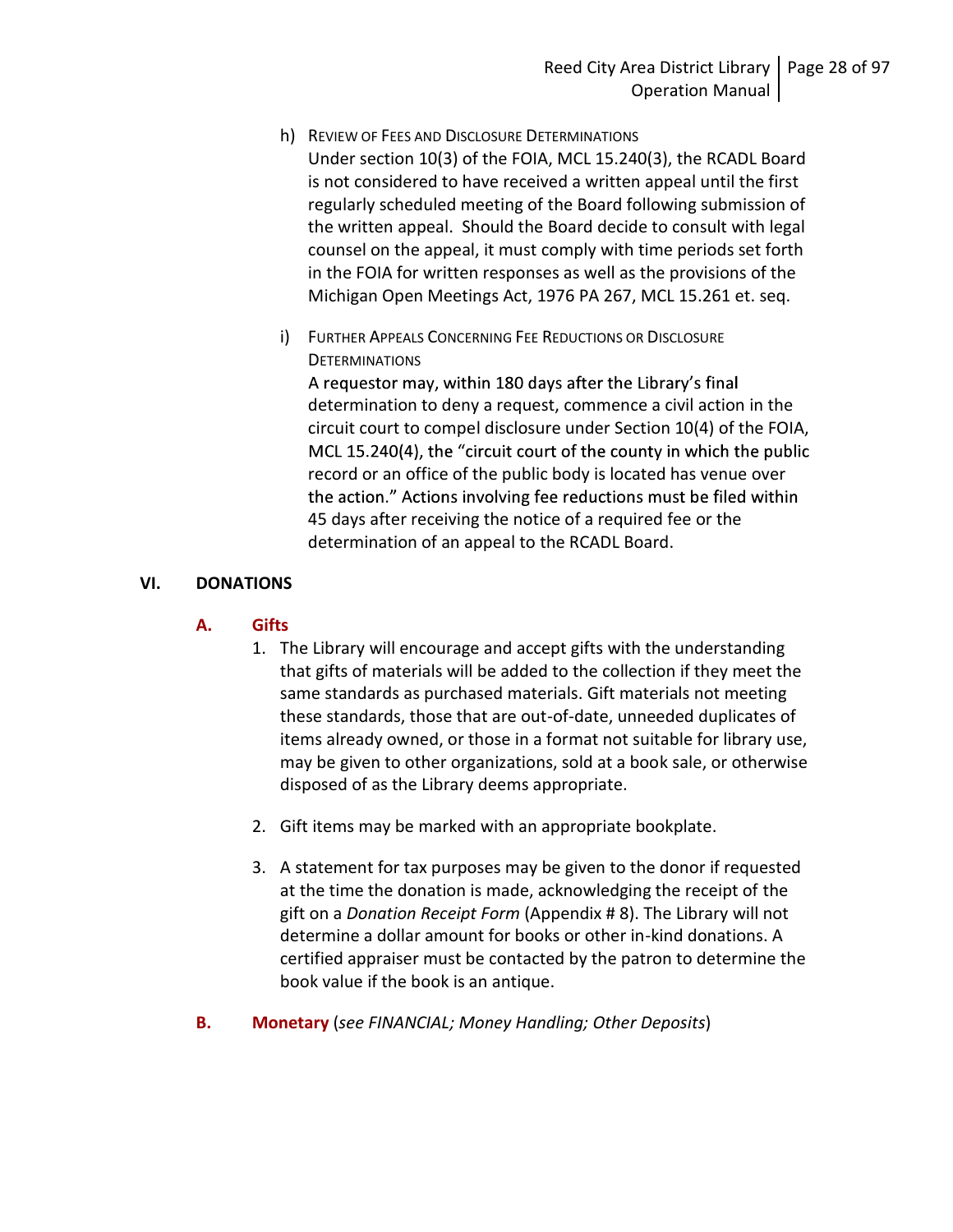h) Review of Fees and Disclosure Determinations

Under section 10(3) of the FOIA, MCL 15.240(3), the RCADL Board is not considered to have received a written appeal until the first regularly scheduled meeting of the Board following submission of the written appeal. Should the Board decide to consult with legal counsel on the appeal, it must comply with time periods set forth in the FOIA for written responses as well as the provisions of the Michigan Open Meetings Act, 1976 PA 267, MCL 15.261 et. seq.

i) Further Appeals Concerning Fee Reductions or Disclosure Determinations

A requestor may, within 180 days after the Library's final determination to deny a request, commence a civil action in the circuit court to compel disclosure under Section 10(4) of the FOIA, MCL 15.240(4), the "circuit court of the county in which the public record or an office of the public body is located has venue over the action." Actions involving fee reductions must be filed within 45 days after receiving the notice of a required fee or the determination of an appeal to the RCADL Board.

## VI. DONATIONS

### A. Gifts

1. The Library will encourage and accept gifts with the understanding that gifts of materials will be added to the collection if they meet the same standards as purchased materials. Gift materials not meeting these standards, those that are out-of-date, unneeded duplicates of items already owned, or those in a format not suitable for library use, may be given to other organizations, sold at a book sale, or otherwise disposed of as the Library deems appropriate.

2. Gift items may be marked with an appropriate bookplate.

3. A statement for tax purposes may be given to the donor if requested at the time the donation is made, acknowledging the receipt of the gift on a *Donation Receipt Form* (Appendix # 8). The Library will not determine a dollar amount for books or other in-kind donations. A certified appraiser must be contacted by the patron to determine the book value if the book is an antique.

### B. Monetary (*see FINANCIAL; Money Handling; Other Deposits*)